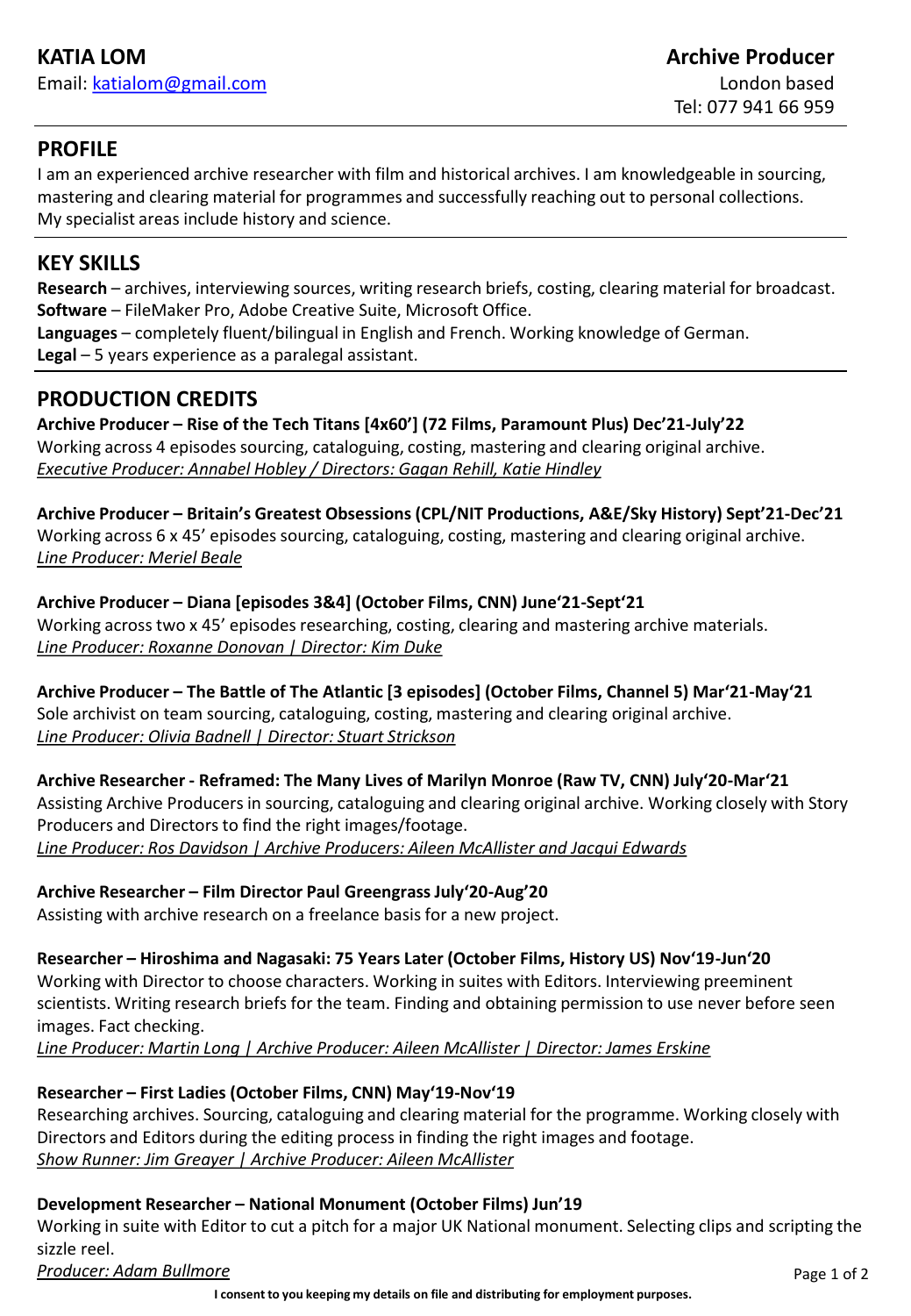# KATIA LOM

Email: katialom@gmail.com

**Archive Producer**

London based

Tel: 077 941 66 959

## PROFILE

I am an experienced archive researcher with film and historical archives. I am knowledgeable in sourcing, mastering and clearing material for programmes and successfully reaching out to personal collections. My specialist areas include history and science.

## KEY SKILLS

**Research** – archives, interviewing sources, writing research briefs, costing, clearing material for broadcast.
**Software** – FileMaker Pro, Adobe Creative Suite, Microsoft Office.
**Languages** – completely fluent/bilingual in English and French. Working knowledge of German.
**Legal** – 5 years experience as a paralegal assistant.

## PRODUCTION CREDITS

**Archive Producer – Rise of the Tech Titans [4x60'] (72 Films, Paramount Plus) Dec'21-July'22**
Working across 4 episodes sourcing, cataloguing, costing, mastering and clearing original archive.
*Executive Producer: Annabel Hobley / Directors: Gagan Rehill, Katie Hindley*

**Archive Producer – Britain's Greatest Obsessions (CPL/NIT Productions, A&E/Sky History) Sept'21-Dec'21**
Working across 6 x 45' episodes sourcing, cataloguing, costing, mastering and clearing original archive.
*Line Producer: Meriel Beale*

**Archive Producer – Diana [episodes 3&4] (October Films, CNN) June'21-Sept'21**
Working across two x 45' episodes researching, costing, clearing and mastering archive materials.
*Line Producer: Roxanne Donovan | Director: Kim Duke*

**Archive Producer – The Battle of The Atlantic [3 episodes] (October Films, Channel 5) Mar'21-May'21**
Sole archivist on team sourcing, cataloguing, costing, mastering and clearing original archive.
*Line Producer: Olivia Badnell | Director: Stuart Strickson*

**Archive Researcher - Reframed: The Many Lives of Marilyn Monroe (Raw TV, CNN) July'20-Mar'21**
Assisting Archive Producers in sourcing, cataloguing and clearing original archive. Working closely with Story Producers and Directors to find the right images/footage.
*Line Producer: Ros Davidson | Archive Producers: Aileen McAllister and Jacqui Edwards*

**Archive Researcher – Film Director Paul Greengrass July'20-Aug'20**
Assisting with archive research on a freelance basis for a new project.

**Researcher – Hiroshima and Nagasaki: 75 Years Later (October Films, History US) Nov'19-Jun'20**
Working with Director to choose characters. Working in suites with Editors. Interviewing preeminent scientists. Writing research briefs for the team. Finding and obtaining permission to use never before seen images. Fact checking.
*Line Producer: Martin Long | Archive Producer: Aileen McAllister | Director: James Erskine*

**Researcher – First Ladies (October Films, CNN) May'19-Nov'19**
Researching archives. Sourcing, cataloguing and clearing material for the programme. Working closely with Directors and Editors during the editing process in finding the right images and footage.
*Show Runner: Jim Greayer | Archive Producer: Aileen McAllister*

**Development Researcher – National Monument (October Films) Jun'19**
Working in suite with Editor to cut a pitch for a major UK National monument. Selecting clips and scripting the sizzle reel.
*Producer: Adam Bullmore*

**I consent to you keeping my details on file and distributing for employment purposes.**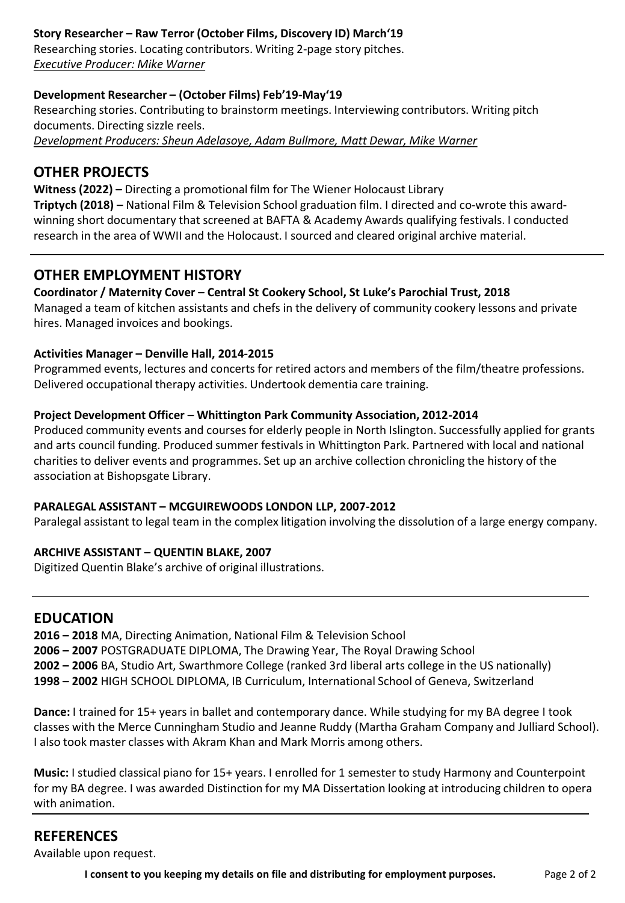**Story Researcher – Raw Terror (October Films, Discovery ID) March'19**
Researching stories. Locating contributors. Writing 2-page story pitches.
*Executive Producer: Mike Warner*

**Development Researcher – (October Films) Feb'19-May'19**
Researching stories. Contributing to brainstorm meetings. Interviewing contributors. Writing pitch documents. Directing sizzle reels.
*Development Producers: Sheun Adelasoye, Adam Bullmore, Matt Dewar, Mike Warner*

## OTHER PROJECTS

**Witness (2022) –** Directing a promotional film for The Wiener Holocaust Library
**Triptych (2018) –** National Film & Television School graduation film. I directed and co-wrote this award-winning short documentary that screened at BAFTA & Academy Awards qualifying festivals. I conducted research in the area of WWII and the Holocaust. I sourced and cleared original archive material.

## OTHER EMPLOYMENT HISTORY

**Coordinator / Maternity Cover – Central St Cookery School, St Luke's Parochial Trust, 2018**
Managed a team of kitchen assistants and chefs in the delivery of community cookery lessons and private hires. Managed invoices and bookings.

**Activities Manager – Denville Hall, 2014-2015**
Programmed events, lectures and concerts for retired actors and members of the film/theatre professions. Delivered occupational therapy activities. Undertook dementia care training.

**Project Development Officer – Whittington Park Community Association, 2012-2014**
Produced community events and courses for elderly people in North Islington. Successfully applied for grants and arts council funding. Produced summer festivals in Whittington Park. Partnered with local and national charities to deliver events and programmes. Set up an archive collection chronicling the history of the association at Bishopsgate Library.

**PARALEGAL ASSISTANT – MCGUIREWOODS LONDON LLP, 2007-2012**
Paralegal assistant to legal team in the complex litigation involving the dissolution of a large energy company.

**ARCHIVE ASSISTANT – QUENTIN BLAKE, 2007**
Digitized Quentin Blake's archive of original illustrations.

## EDUCATION

**2016 – 2018** MA, Directing Animation, National Film & Television School
**2006 – 2007** POSTGRADUATE DIPLOMA, The Drawing Year, The Royal Drawing School
**2002 – 2006** BA, Studio Art, Swarthmore College (ranked 3rd liberal arts college in the US nationally)
**1998 – 2002** HIGH SCHOOL DIPLOMA, IB Curriculum, International School of Geneva, Switzerland

**Dance:** I trained for 15+ years in ballet and contemporary dance. While studying for my BA degree I took classes with the Merce Cunningham Studio and Jeanne Ruddy (Martha Graham Company and Julliard School). I also took master classes with Akram Khan and Mark Morris among others.

**Music:** I studied classical piano for 15+ years. I enrolled for 1 semester to study Harmony and Counterpoint for my BA degree. I was awarded Distinction for my MA Dissertation looking at introducing children to opera with animation.

## REFERENCES

Available upon request.

**I consent to you keeping my details on file and distributing for employment purposes.**